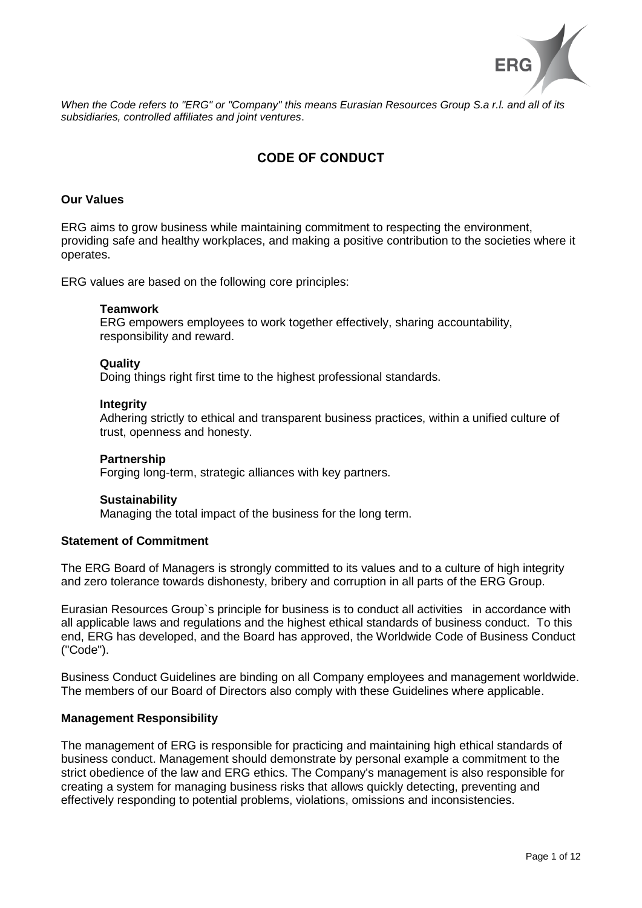*When the Code refers to "ERG" or "Company" this means Eurasian Resources Group S.a r.l. and all of its subsidiaries, controlled affiliates and joint ventures*.

# CODE OF CONDUCT

## Our Values

ERG aims to grow business while maintaining commitment to respecting the environment, providing safe and healthy workplaces, and making a positive contribution to the societies where it operates.

ERG values are based on the following core principles:

**Teamwork**
ERG empowers employees to work together effectively, sharing accountability, responsibility and reward.

**Quality**
Doing things right first time to the highest professional standards.

**Integrity**
Adhering strictly to ethical and transparent business practices, within a unified culture of trust, openness and honesty.

**Partnership**
Forging long-term, strategic alliances with key partners.

**Sustainability**
Managing the total impact of the business for the long term.

## Statement of Commitment

The ERG Board of Managers is strongly committed to its values and to a culture of high integrity and zero tolerance towards dishonesty, bribery and corruption in all parts of the ERG Group.

Eurasian Resources Group`s principle for business is to conduct all activities in accordance with all applicable laws and regulations and the highest ethical standards of business conduct. To this end, ERG has developed, and the Board has approved, the Worldwide Code of Business Conduct ("Code").

Business Conduct Guidelines are binding on all Company employees and management worldwide. The members of our Board of Directors also comply with these Guidelines where applicable.

## Management Responsibility

The management of ERG is responsible for practicing and maintaining high ethical standards of business conduct. Management should demonstrate by personal example a commitment to the strict obedience of the law and ERG ethics. The Company's management is also responsible for creating a system for managing business risks that allows quickly detecting, preventing and effectively responding to potential problems, violations, omissions and inconsistencies.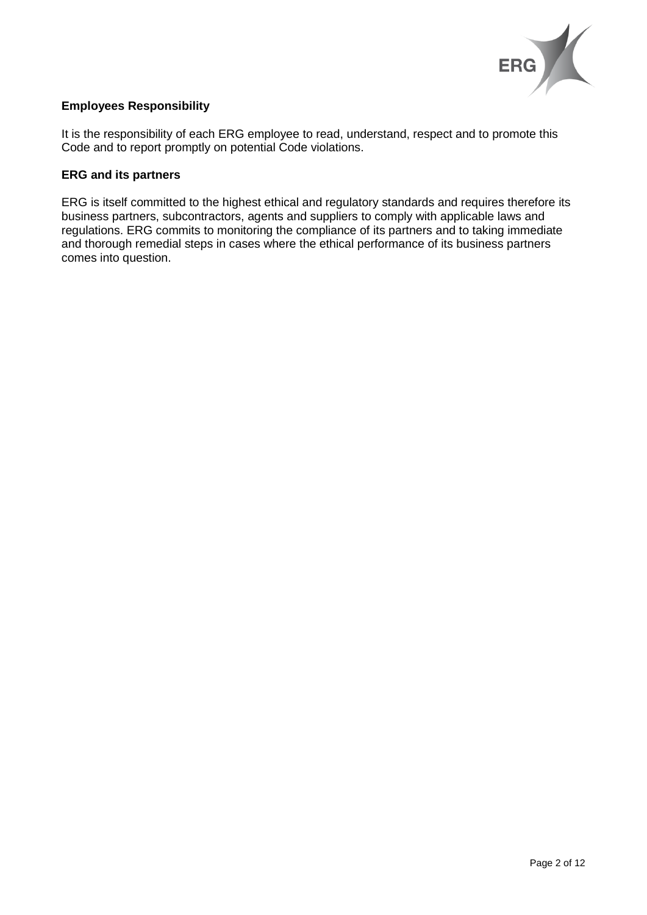**Employees Responsibility**

It is the responsibility of each ERG employee to read, understand, respect and to promote this Code and to report promptly on potential Code violations.

**ERG and its partners**

ERG is itself committed to the highest ethical and regulatory standards and requires therefore its business partners, subcontractors, agents and suppliers to comply with applicable laws and regulations. ERG commits to monitoring the compliance of its partners and to taking immediate and thorough remedial steps in cases where the ethical performance of its business partners comes into question.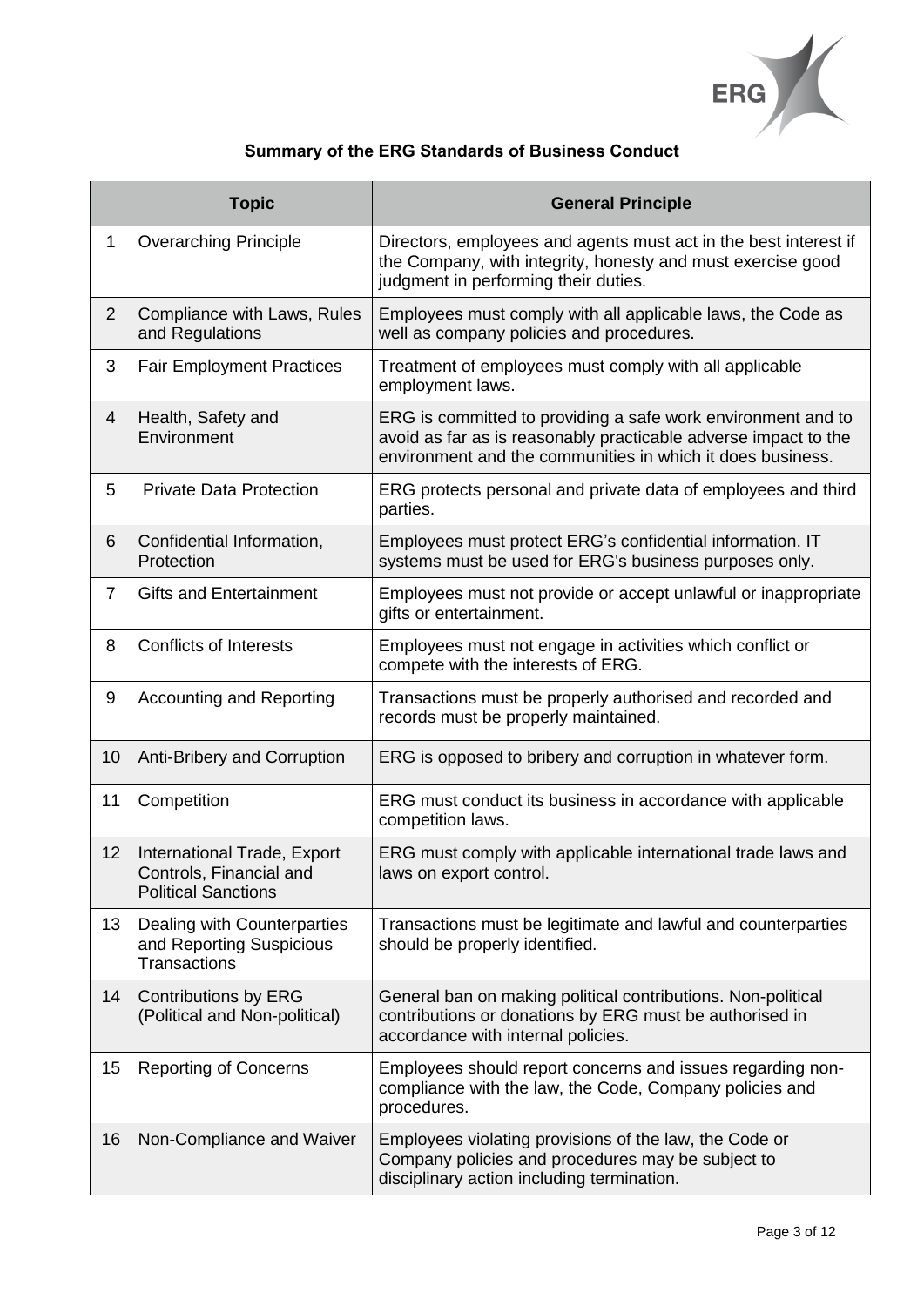# Summary of the ERG Standards of Business Conduct

| | Topic | General Principle |
|---|---|---|
| 1 | Overarching Principle | Directors, employees and agents must act in the best interest if the Company, with integrity, honesty and must exercise good judgment in performing their duties. |
| 2 | Compliance with Laws, Rules and Regulations | Employees must comply with all applicable laws, the Code as well as company policies and procedures. |
| 3 | Fair Employment Practices | Treatment of employees must comply with all applicable employment laws. |
| 4 | Health, Safety and Environment | ERG is committed to providing a safe work environment and to avoid as far as is reasonably practicable adverse impact to the environment and the communities in which it does business. |
| 5 | Private Data Protection | ERG protects personal and private data of employees and third parties. |
| 6 | Confidential Information, Protection | Employees must protect ERG's confidential information. IT systems must be used for ERG's business purposes only. |
| 7 | Gifts and Entertainment | Employees must not provide or accept unlawful or inappropriate gifts or entertainment. |
| 8 | Conflicts of Interests | Employees must not engage in activities which conflict or compete with the interests of ERG. |
| 9 | Accounting and Reporting | Transactions must be properly authorised and recorded and records must be properly maintained. |
| 10 | Anti-Bribery and Corruption | ERG is opposed to bribery and corruption in whatever form. |
| 11 | Competition | ERG must conduct its business in accordance with applicable competition laws. |
| 12 | International Trade, Export Controls, Financial and Political Sanctions | ERG must comply with applicable international trade laws and laws on export control. |
| 13 | Dealing with Counterparties and Reporting Suspicious Transactions | Transactions must be legitimate and lawful and counterparties should be properly identified. |
| 14 | Contributions by ERG (Political and Non-political) | General ban on making political contributions. Non-political contributions or donations by ERG must be authorised in accordance with internal policies. |
| 15 | Reporting of Concerns | Employees should report concerns and issues regarding non-compliance with the law, the Code, Company policies and procedures. |
| 16 | Non-Compliance and Waiver | Employees violating provisions of the law, the Code or Company policies and procedures may be subject to disciplinary action including termination. |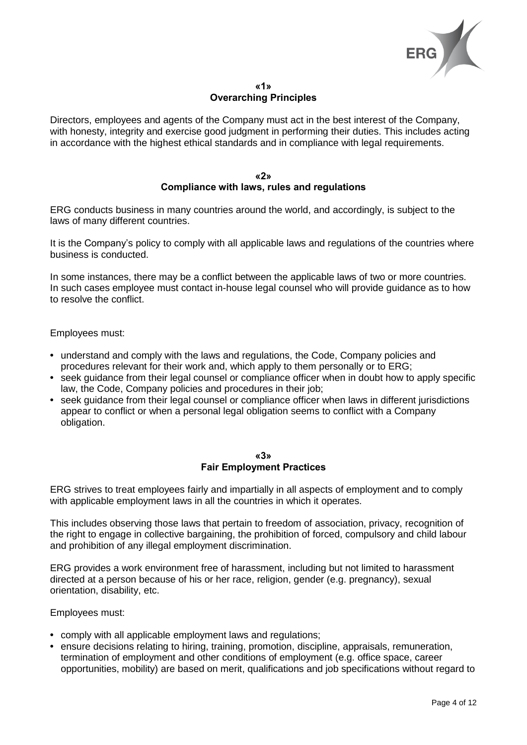## «1»
## Overarching Principles

Directors, employees and agents of the Company must act in the best interest of the Company, with honesty, integrity and exercise good judgment in performing their duties. This includes acting in accordance with the highest ethical standards and in compliance with legal requirements.

## «2»
## Compliance with laws, rules and regulations

ERG conducts business in many countries around the world, and accordingly, is subject to the laws of many different countries.

It is the Company's policy to comply with all applicable laws and regulations of the countries where business is conducted.

In some instances, there may be a conflict between the applicable laws of two or more countries. In such cases employee must contact in-house legal counsel who will provide guidance as to how to resolve the conflict.

Employees must:

- understand and comply with the laws and regulations, the Code, Company policies and procedures relevant for their work and, which apply to them personally or to ERG;
- seek guidance from their legal counsel or compliance officer when in doubt how to apply specific law, the Code, Company policies and procedures in their job;
- seek guidance from their legal counsel or compliance officer when laws in different jurisdictions appear to conflict or when a personal legal obligation seems to conflict with a Company obligation.

## «3»
## Fair Employment Practices

ERG strives to treat employees fairly and impartially in all aspects of employment and to comply with applicable employment laws in all the countries in which it operates.

This includes observing those laws that pertain to freedom of association, privacy, recognition of the right to engage in collective bargaining, the prohibition of forced, compulsory and child labour and prohibition of any illegal employment discrimination.

ERG provides a work environment free of harassment, including but not limited to harassment directed at a person because of his or her race, religion, gender (e.g. pregnancy), sexual orientation, disability, etc.

Employees must:

- comply with all applicable employment laws and regulations;
- ensure decisions relating to hiring, training, promotion, discipline, appraisals, remuneration, termination of employment and other conditions of employment (e.g. office space, career opportunities, mobility) are based on merit, qualifications and job specifications without regard to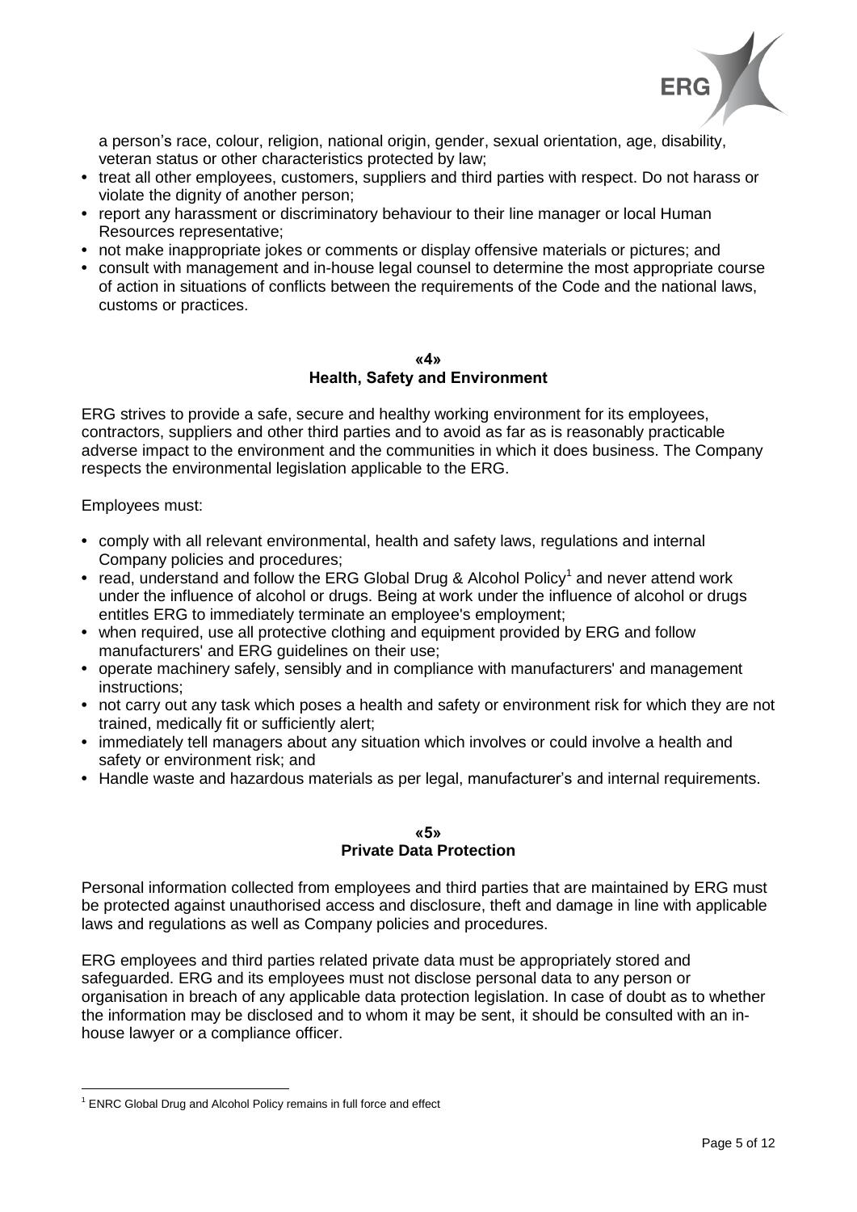a person's race, colour, religion, national origin, gender, sexual orientation, age, disability, veteran status or other characteristics protected by law;

- treat all other employees, customers, suppliers and third parties with respect. Do not harass or violate the dignity of another person;
- report any harassment or discriminatory behaviour to their line manager or local Human Resources representative;
- not make inappropriate jokes or comments or display offensive materials or pictures; and
- consult with management and in-house legal counsel to determine the most appropriate course of action in situations of conflicts between the requirements of the Code and the national laws, customs or practices.

## «4»
## Health, Safety and Environment

ERG strives to provide a safe, secure and healthy working environment for its employees, contractors, suppliers and other third parties and to avoid as far as is reasonably practicable adverse impact to the environment and the communities in which it does business. The Company respects the environmental legislation applicable to the ERG.

Employees must:

- comply with all relevant environmental, health and safety laws, regulations and internal Company policies and procedures;
- read, understand and follow the ERG Global Drug & Alcohol Policy[1] and never attend work under the influence of alcohol or drugs. Being at work under the influence of alcohol or drugs entitles ERG to immediately terminate an employee's employment;
- when required, use all protective clothing and equipment provided by ERG and follow manufacturers' and ERG guidelines on their use;
- operate machinery safely, sensibly and in compliance with manufacturers' and management instructions;
- not carry out any task which poses a health and safety or environment risk for which they are not trained, medically fit or sufficiently alert;
- immediately tell managers about any situation which involves or could involve a health and safety or environment risk; and
- Handle waste and hazardous materials as per legal, manufacturer's and internal requirements.

## «5»
## Private Data Protection

Personal information collected from employees and third parties that are maintained by ERG must be protected against unauthorised access and disclosure, theft and damage in line with applicable laws and regulations as well as Company policies and procedures.

ERG employees and third parties related private data must be appropriately stored and safeguarded. ERG and its employees must not disclose personal data to any person or organisation in breach of any applicable data protection legislation. In case of doubt as to whether the information may be disclosed and to whom it may be sent, it should be consulted with an in-house lawyer or a compliance officer.

---

[1] ENRC Global Drug and Alcohol Policy remains in full force and effect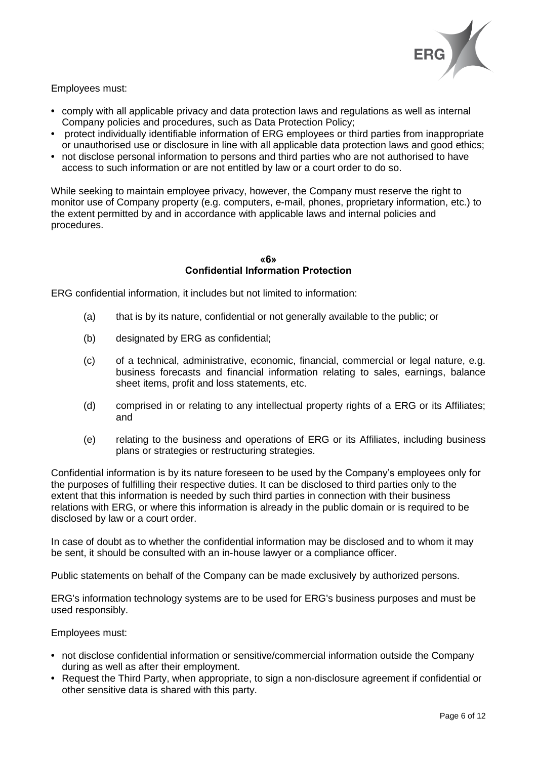Employees must:

- comply with all applicable privacy and data protection laws and regulations as well as internal Company policies and procedures, such as Data Protection Policy;
- protect individually identifiable information of ERG employees or third parties from inappropriate or unauthorised use or disclosure in line with all applicable data protection laws and good ethics;
- not disclose personal information to persons and third parties who are not authorised to have access to such information or are not entitled by law or a court order to do so.

While seeking to maintain employee privacy, however, the Company must reserve the right to monitor use of Company property (e.g. computers, e-mail, phones, proprietary information, etc.) to the extent permitted by and in accordance with applicable laws and internal policies and procedures.

## «6»
## Confidential Information Protection

ERG confidential information, it includes but not limited to information:

(a) that is by its nature, confidential or not generally available to the public; or

(b) designated by ERG as confidential;

(c) of a technical, administrative, economic, financial, commercial or legal nature, e.g. business forecasts and financial information relating to sales, earnings, balance sheet items, profit and loss statements, etc.

(d) comprised in or relating to any intellectual property rights of a ERG or its Affiliates; and

(e) relating to the business and operations of ERG or its Affiliates, including business plans or strategies or restructuring strategies.

Confidential information is by its nature foreseen to be used by the Company's employees only for the purposes of fulfilling their respective duties. It can be disclosed to third parties only to the extent that this information is needed by such third parties in connection with their business relations with ERG, or where this information is already in the public domain or is required to be disclosed by law or a court order.

In case of doubt as to whether the confidential information may be disclosed and to whom it may be sent, it should be consulted with an in-house lawyer or a compliance officer.

Public statements on behalf of the Company can be made exclusively by authorized persons.

ERG's information technology systems are to be used for ERG's business purposes and must be used responsibly.

Employees must:

- not disclose confidential information or sensitive/commercial information outside the Company during as well as after their employment.
- Request the Third Party, when appropriate, to sign a non-disclosure agreement if confidential or other sensitive data is shared with this party.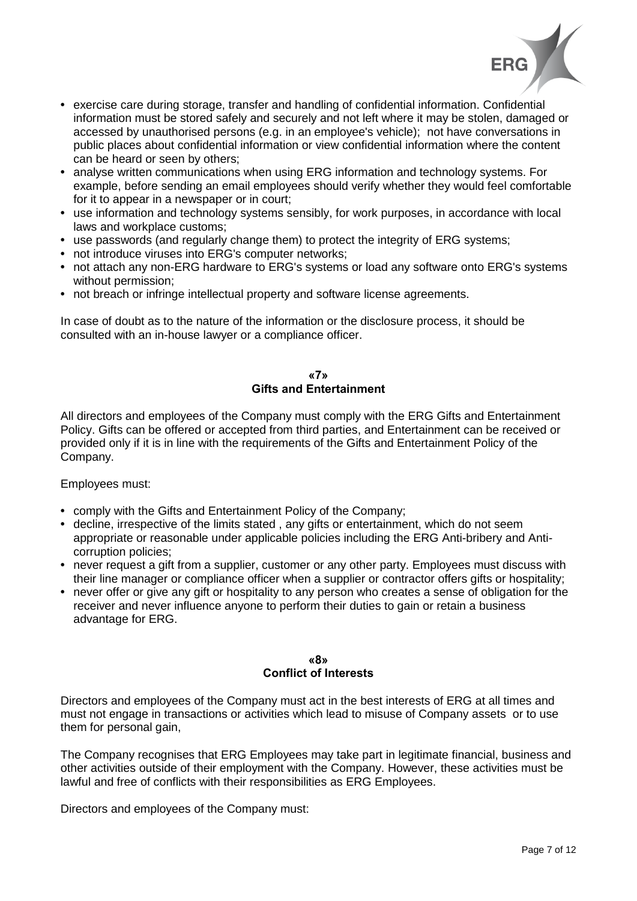- exercise care during storage, transfer and handling of confidential information. Confidential information must be stored safely and securely and not left where it may be stolen, damaged or accessed by unauthorised persons (e.g. in an employee's vehicle); not have conversations in public places about confidential information or view confidential information where the content can be heard or seen by others;
- analyse written communications when using ERG information and technology systems. For example, before sending an email employees should verify whether they would feel comfortable for it to appear in a newspaper or in court;
- use information and technology systems sensibly, for work purposes, in accordance with local laws and workplace customs;
- use passwords (and regularly change them) to protect the integrity of ERG systems;
- not introduce viruses into ERG's computer networks;
- not attach any non-ERG hardware to ERG's systems or load any software onto ERG's systems without permission;
- not breach or infringe intellectual property and software license agreements.

In case of doubt as to the nature of the information or the disclosure process, it should be consulted with an in-house lawyer or a compliance officer.

## «7» Gifts and Entertainment

All directors and employees of the Company must comply with the ERG Gifts and Entertainment Policy. Gifts can be offered or accepted from third parties, and Entertainment can be received or provided only if it is in line with the requirements of the Gifts and Entertainment Policy of the Company.

Employees must:

- comply with the Gifts and Entertainment Policy of the Company;
- decline, irrespective of the limits stated , any gifts or entertainment, which do not seem appropriate or reasonable under applicable policies including the ERG Anti-bribery and Anti-corruption policies;
- never request a gift from a supplier, customer or any other party. Employees must discuss with their line manager or compliance officer when a supplier or contractor offers gifts or hospitality;
- never offer or give any gift or hospitality to any person who creates a sense of obligation for the receiver and never influence anyone to perform their duties to gain or retain a business advantage for ERG.

## «8» Conflict of Interests

Directors and employees of the Company must act in the best interests of ERG at all times and must not engage in transactions or activities which lead to misuse of Company assets or to use them for personal gain,

The Company recognises that ERG Employees may take part in legitimate financial, business and other activities outside of their employment with the Company. However, these activities must be lawful and free of conflicts with their responsibilities as ERG Employees.

Directors and employees of the Company must: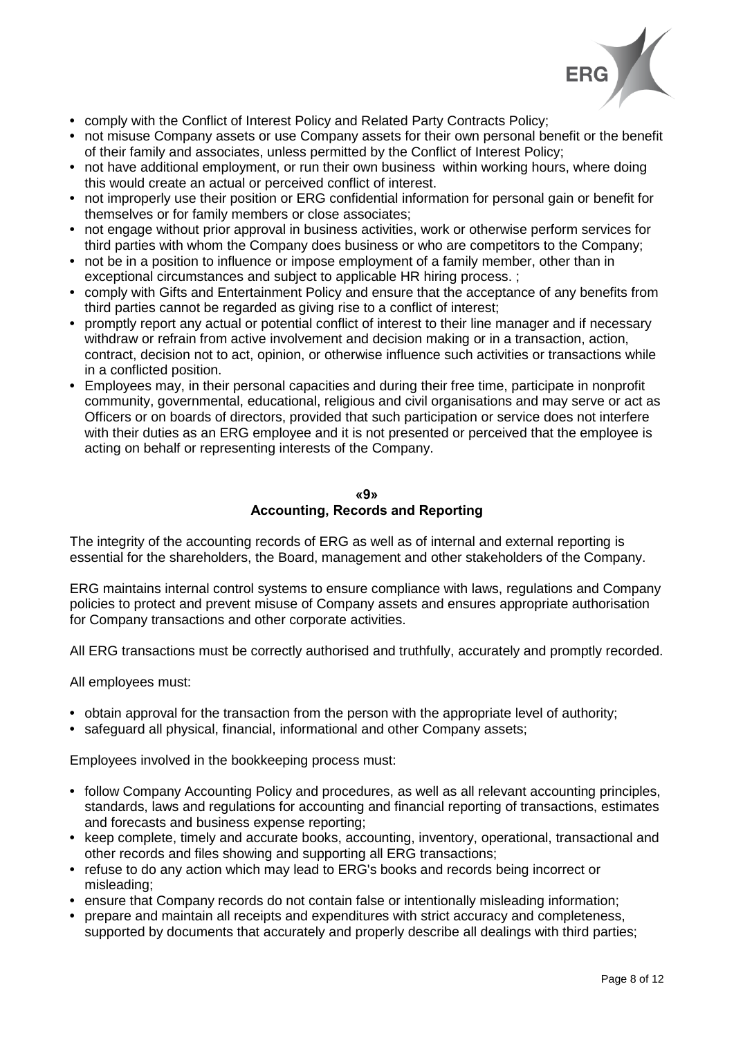- comply with the Conflict of Interest Policy and Related Party Contracts Policy;
- not misuse Company assets or use Company assets for their own personal benefit or the benefit of their family and associates, unless permitted by the Conflict of Interest Policy;
- not have additional employment, or run their own business within working hours, where doing this would create an actual or perceived conflict of interest.
- not improperly use their position or ERG confidential information for personal gain or benefit for themselves or for family members or close associates;
- not engage without prior approval in business activities, work or otherwise perform services for third parties with whom the Company does business or who are competitors to the Company;
- not be in a position to influence or impose employment of a family member, other than in exceptional circumstances and subject to applicable HR hiring process. ;
- comply with Gifts and Entertainment Policy and ensure that the acceptance of any benefits from third parties cannot be regarded as giving rise to a conflict of interest;
- promptly report any actual or potential conflict of interest to their line manager and if necessary withdraw or refrain from active involvement and decision making or in a transaction, action, contract, decision not to act, opinion, or otherwise influence such activities or transactions while in a conflicted position.
- Employees may, in their personal capacities and during their free time, participate in nonprofit community, governmental, educational, religious and civil organisations and may serve or act as Officers or on boards of directors, provided that such participation or service does not interfere with their duties as an ERG employee and it is not presented or perceived that the employee is acting on behalf or representing interests of the Company.

## «9»
## Accounting, Records and Reporting

The integrity of the accounting records of ERG as well as of internal and external reporting is essential for the shareholders, the Board, management and other stakeholders of the Company.

ERG maintains internal control systems to ensure compliance with laws, regulations and Company policies to protect and prevent misuse of Company assets and ensures appropriate authorisation for Company transactions and other corporate activities.

All ERG transactions must be correctly authorised and truthfully, accurately and promptly recorded.

All employees must:

- obtain approval for the transaction from the person with the appropriate level of authority;
- safeguard all physical, financial, informational and other Company assets;

Employees involved in the bookkeeping process must:

- follow Company Accounting Policy and procedures, as well as all relevant accounting principles, standards, laws and regulations for accounting and financial reporting of transactions, estimates and forecasts and business expense reporting;
- keep complete, timely and accurate books, accounting, inventory, operational, transactional and other records and files showing and supporting all ERG transactions;
- refuse to do any action which may lead to ERG's books and records being incorrect or misleading;
- ensure that Company records do not contain false or intentionally misleading information;
- prepare and maintain all receipts and expenditures with strict accuracy and completeness, supported by documents that accurately and properly describe all dealings with third parties;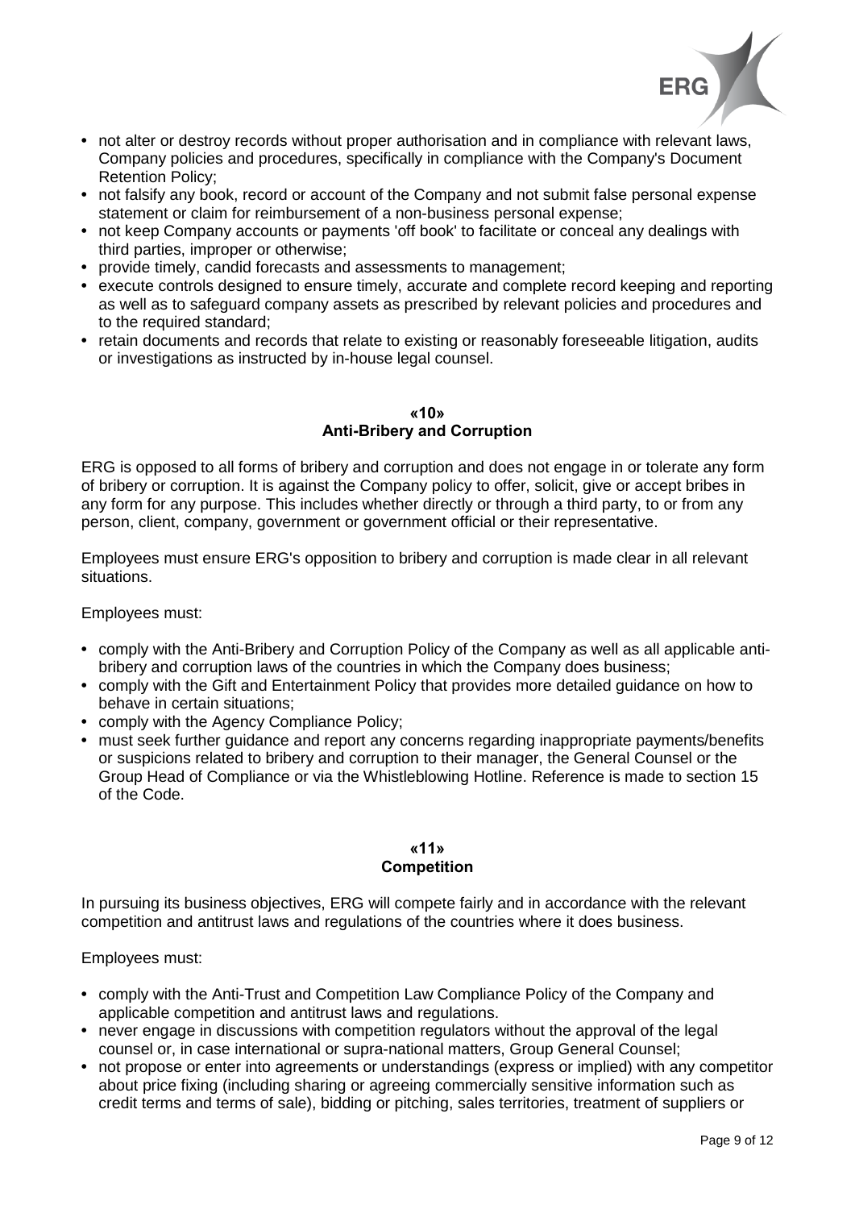- not alter or destroy records without proper authorisation and in compliance with relevant laws, Company policies and procedures, specifically in compliance with the Company's Document Retention Policy;
- not falsify any book, record or account of the Company and not submit false personal expense statement or claim for reimbursement of a non-business personal expense;
- not keep Company accounts or payments 'off book' to facilitate or conceal any dealings with third parties, improper or otherwise;
- provide timely, candid forecasts and assessments to management;
- execute controls designed to ensure timely, accurate and complete record keeping and reporting as well as to safeguard company assets as prescribed by relevant policies and procedures and to the required standard;
- retain documents and records that relate to existing or reasonably foreseeable litigation, audits or investigations as instructed by in-house legal counsel.

## «10»
## Anti-Bribery and Corruption

ERG is opposed to all forms of bribery and corruption and does not engage in or tolerate any form of bribery or corruption. It is against the Company policy to offer, solicit, give or accept bribes in any form for any purpose. This includes whether directly or through a third party, to or from any person, client, company, government or government official or their representative.

Employees must ensure ERG's opposition to bribery and corruption is made clear in all relevant situations.

Employees must:

- comply with the Anti-Bribery and Corruption Policy of the Company as well as all applicable anti-bribery and corruption laws of the countries in which the Company does business;
- comply with the Gift and Entertainment Policy that provides more detailed guidance on how to behave in certain situations;
- comply with the Agency Compliance Policy;
- must seek further guidance and report any concerns regarding inappropriate payments/benefits or suspicions related to bribery and corruption to their manager, the General Counsel or the Group Head of Compliance or via the Whistleblowing Hotline. Reference is made to section 15 of the Code.

## «11»
## Competition

In pursuing its business objectives, ERG will compete fairly and in accordance with the relevant competition and antitrust laws and regulations of the countries where it does business.

Employees must:

- comply with the Anti-Trust and Competition Law Compliance Policy of the Company and applicable competition and antitrust laws and regulations.
- never engage in discussions with competition regulators without the approval of the legal counsel or, in case international or supra-national matters, Group General Counsel;
- not propose or enter into agreements or understandings (express or implied) with any competitor about price fixing (including sharing or agreeing commercially sensitive information such as credit terms and terms of sale), bidding or pitching, sales territories, treatment of suppliers or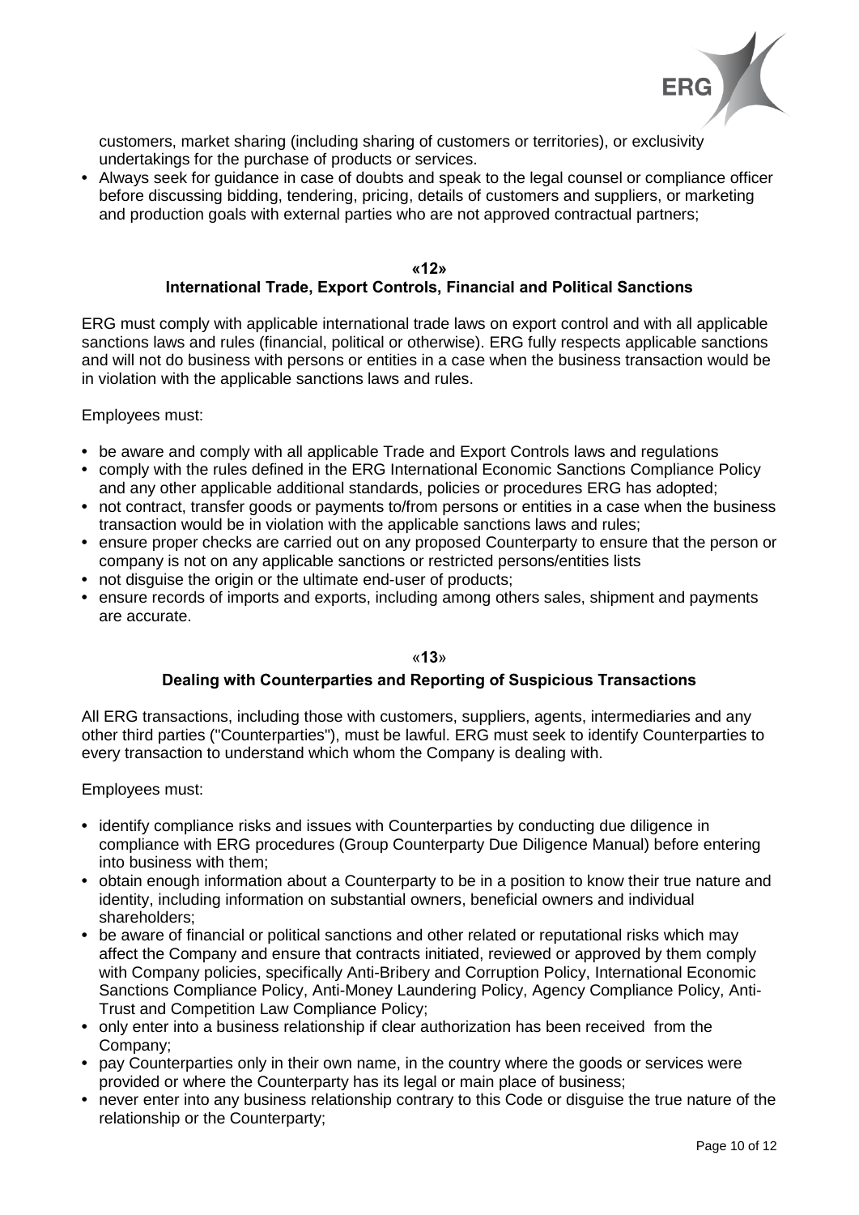customers, market sharing (including sharing of customers or territories), or exclusivity undertakings for the purchase of products or services.

- Always seek for guidance in case of doubts and speak to the legal counsel or compliance officer before discussing bidding, tendering, pricing, details of customers and suppliers, or marketing and production goals with external parties who are not approved contractual partners;

## «12»
## International Trade, Export Controls, Financial and Political Sanctions

ERG must comply with applicable international trade laws on export control and with all applicable sanctions laws and rules (financial, political or otherwise). ERG fully respects applicable sanctions and will not do business with persons or entities in a case when the business transaction would be in violation with the applicable sanctions laws and rules.

Employees must:

- be aware and comply with all applicable Trade and Export Controls laws and regulations
- comply with the rules defined in the ERG International Economic Sanctions Compliance Policy and any other applicable additional standards, policies or procedures ERG has adopted;
- not contract, transfer goods or payments to/from persons or entities in a case when the business transaction would be in violation with the applicable sanctions laws and rules;
- ensure proper checks are carried out on any proposed Counterparty to ensure that the person or company is not on any applicable sanctions or restricted persons/entities lists
- not disguise the origin or the ultimate end-user of products;
- ensure records of imports and exports, including among others sales, shipment and payments are accurate.

## «13»
## Dealing with Counterparties and Reporting of Suspicious Transactions

All ERG transactions, including those with customers, suppliers, agents, intermediaries and any other third parties ("Counterparties"), must be lawful. ERG must seek to identify Counterparties to every transaction to understand which whom the Company is dealing with.

Employees must:

- identify compliance risks and issues with Counterparties by conducting due diligence in compliance with ERG procedures (Group Counterparty Due Diligence Manual) before entering into business with them;
- obtain enough information about a Counterparty to be in a position to know their true nature and identity, including information on substantial owners, beneficial owners and individual shareholders;
- be aware of financial or political sanctions and other related or reputational risks which may affect the Company and ensure that contracts initiated, reviewed or approved by them comply with Company policies, specifically Anti-Bribery and Corruption Policy, International Economic Sanctions Compliance Policy, Anti-Money Laundering Policy, Agency Compliance Policy, Anti-Trust and Competition Law Compliance Policy;
- only enter into a business relationship if clear authorization has been received from the Company;
- pay Counterparties only in their own name, in the country where the goods or services were provided or where the Counterparty has its legal or main place of business;
- never enter into any business relationship contrary to this Code or disguise the true nature of the relationship or the Counterparty;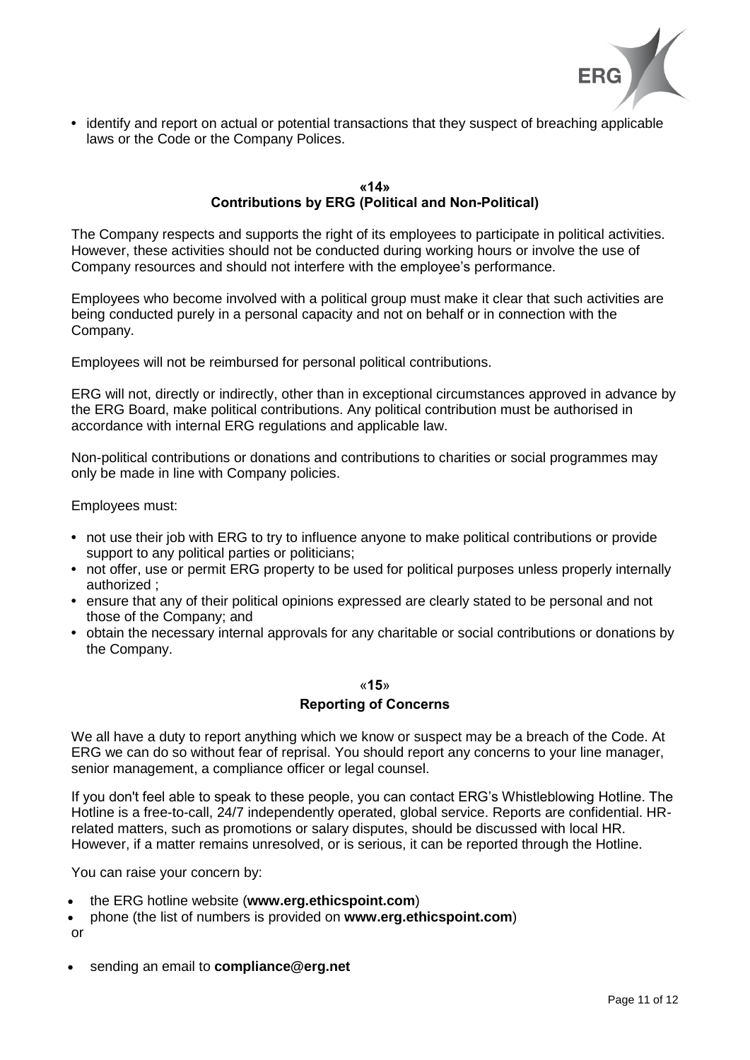- identify and report on actual or potential transactions that they suspect of breaching applicable laws or the Code or the Company Polices.

## «14»
## Contributions by ERG (Political and Non-Political)

The Company respects and supports the right of its employees to participate in political activities. However, these activities should not be conducted during working hours or involve the use of Company resources and should not interfere with the employee's performance.

Employees who become involved with a political group must make it clear that such activities are being conducted purely in a personal capacity and not on behalf or in connection with the Company.

Employees will not be reimbursed for personal political contributions.

ERG will not, directly or indirectly, other than in exceptional circumstances approved in advance by the ERG Board, make political contributions. Any political contribution must be authorised in accordance with internal ERG regulations and applicable law.

Non-political contributions or donations and contributions to charities or social programmes may only be made in line with Company policies.

Employees must:

- not use their job with ERG to try to influence anyone to make political contributions or provide support to any political parties or politicians;
- not offer, use or permit ERG property to be used for political purposes unless properly internally authorized ;
- ensure that any of their political opinions expressed are clearly stated to be personal and not those of the Company; and
- obtain the necessary internal approvals for any charitable or social contributions or donations by the Company.

## «15»
## Reporting of Concerns

We all have a duty to report anything which we know or suspect may be a breach of the Code. At ERG we can do so without fear of reprisal. You should report any concerns to your line manager, senior management, a compliance officer or legal counsel.

If you don't feel able to speak to these people, you can contact ERG's Whistleblowing Hotline. The Hotline is a free-to-call, 24/7 independently operated, global service. Reports are confidential. HR-related matters, such as promotions or salary disputes, should be discussed with local HR. However, if a matter remains unresolved, or is serious, it can be reported through the Hotline.

You can raise your concern by:

- the ERG hotline website (**www.erg.ethicspoint.com**)
- phone (the list of numbers is provided on **www.erg.ethicspoint.com**)

or

- sending an email to **compliance@erg.net**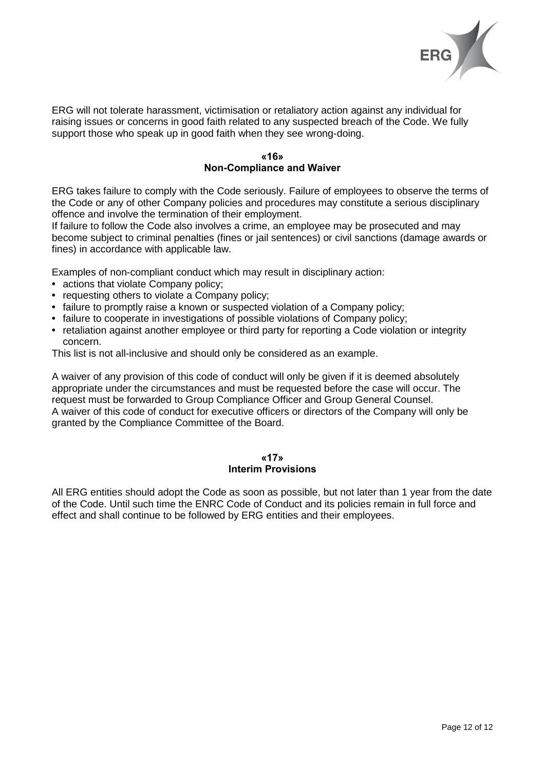ERG will not tolerate harassment, victimisation or retaliatory action against any individual for raising issues or concerns in good faith related to any suspected breach of the Code. We fully support those who speak up in good faith when they see wrong-doing.

## «16»
## Non-Compliance and Waiver

ERG takes failure to comply with the Code seriously. Failure of employees to observe the terms of the Code or any of other Company policies and procedures may constitute a serious disciplinary offence and involve the termination of their employment.
If failure to follow the Code also involves a crime, an employee may be prosecuted and may become subject to criminal penalties (fines or jail sentences) or civil sanctions (damage awards or fines) in accordance with applicable law.

Examples of non-compliant conduct which may result in disciplinary action:

- actions that violate Company policy;
- requesting others to violate a Company policy;
- failure to promptly raise a known or suspected violation of a Company policy;
- failure to cooperate in investigations of possible violations of Company policy;
- retaliation against another employee or third party for reporting a Code violation or integrity concern.

This list is not all-inclusive and should only be considered as an example.

A waiver of any provision of this code of conduct will only be given if it is deemed absolutely appropriate under the circumstances and must be requested before the case will occur. The request must be forwarded to Group Compliance Officer and Group General Counsel.
A waiver of this code of conduct for executive officers or directors of the Company will only be granted by the Compliance Committee of the Board.

## «17»
## Interim Provisions

All ERG entities should adopt the Code as soon as possible, but not later than 1 year from the date of the Code. Until such time the ENRC Code of Conduct and its policies remain in full force and effect and shall continue to be followed by ERG entities and their employees.